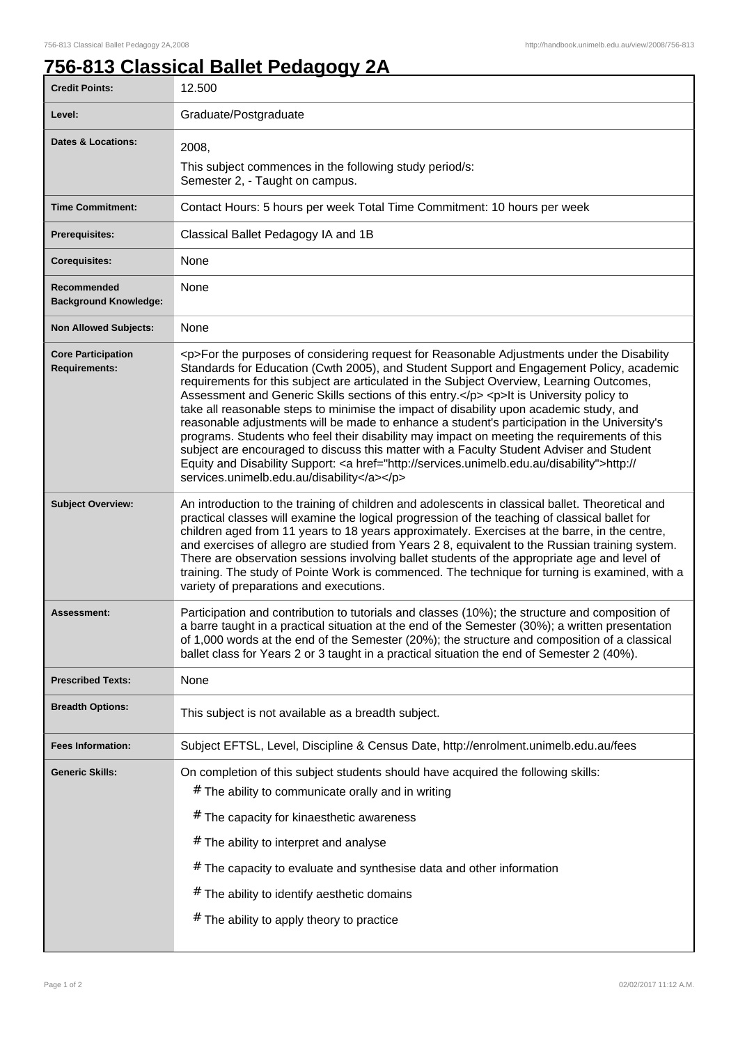# 756-813 Classical Ballet Pedagogy 2A

| | |
|---|---|
| **Credit Points:** | 12.500 |
| **Level:** | Graduate/Postgraduate |
| **Dates & Locations:** | 2008,<br>This subject commences in the following study period/s:<br>Semester 2, - Taught on campus. |
| **Time Commitment:** | Contact Hours: 5 hours per week Total Time Commitment: 10 hours per week |
| **Prerequisites:** | Classical Ballet Pedagogy IA and 1B |
| **Corequisites:** | None |
| **Recommended Background Knowledge:** | None |
| **Non Allowed Subjects:** | None |
| **Core Participation Requirements:** | <p>For the purposes of considering request for Reasonable Adjustments under the Disability Standards for Education (Cwth 2005), and Student Support and Engagement Policy, academic requirements for this subject are articulated in the Subject Overview, Learning Outcomes, Assessment and Generic Skills sections of this entry.</p> <p>It is University policy to take all reasonable steps to minimise the impact of disability upon academic study, and reasonable adjustments will be made to enhance a student's participation in the University's programs. Students who feel their disability may impact on meeting the requirements of this subject are encouraged to discuss this matter with a Faculty Student Adviser and Student Equity and Disability Support: <a href="http://services.unimelb.edu.au/disability">http://services.unimelb.edu.au/disability</a></p> |
| **Subject Overview:** | An introduction to the training of children and adolescents in classical ballet. Theoretical and practical classes will examine the logical progression of the teaching of classical ballet for children aged from 11 years to 18 years approximately. Exercises at the barre, in the centre, and exercises of allegro are studied from Years 2 8, equivalent to the Russian training system. There are observation sessions involving ballet students of the appropriate age and level of training. The study of Pointe Work is commenced. The technique for turning is examined, with a variety of preparations and executions. |
| **Assessment:** | Participation and contribution to tutorials and classes (10%); the structure and composition of a barre taught in a practical situation at the end of the Semester (30%); a written presentation of 1,000 words at the end of the Semester (20%); the structure and composition of a classical ballet class for Years 2 or 3 taught in a practical situation the end of Semester 2 (40%). |
| **Prescribed Texts:** | None |
| **Breadth Options:** | This subject is not available as a breadth subject. |
| **Fees Information:** | Subject EFTSL, Level, Discipline & Census Date, http://enrolment.unimelb.edu.au/fees |
| **Generic Skills:** | On completion of this subject students should have acquired the following skills:<br># The ability to communicate orally and in writing<br># The capacity for kinaesthetic awareness<br># The ability to interpret and analyse<br># The capacity to evaluate and synthesise data and other information<br># The ability to identify aesthetic domains<br># The ability to apply theory to practice |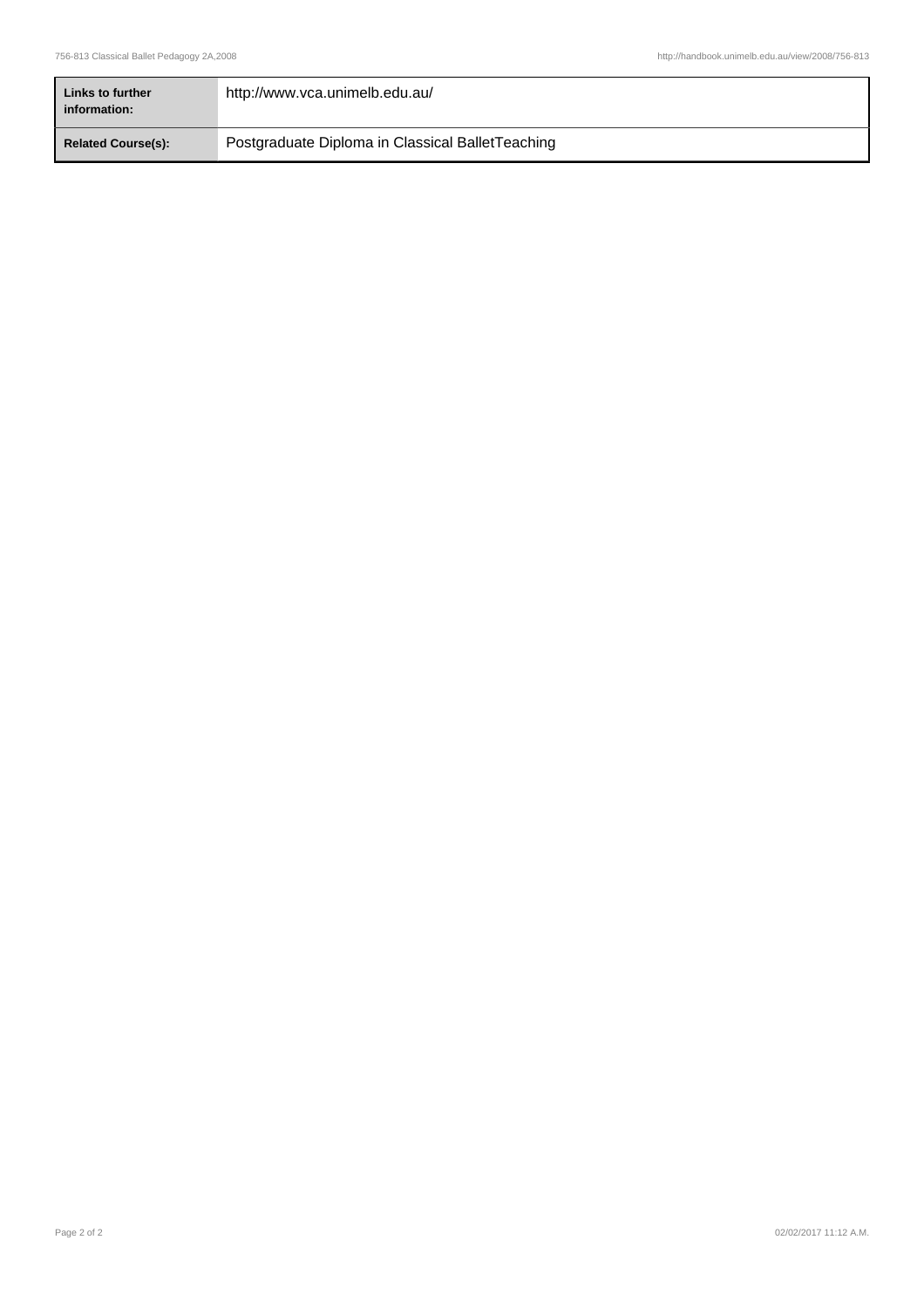| | |
|---|---|
| **Links to further information:** | http://www.vca.unimelb.edu.au/ |
| **Related Course(s):** | Postgraduate Diploma in Classical BalletTeaching |